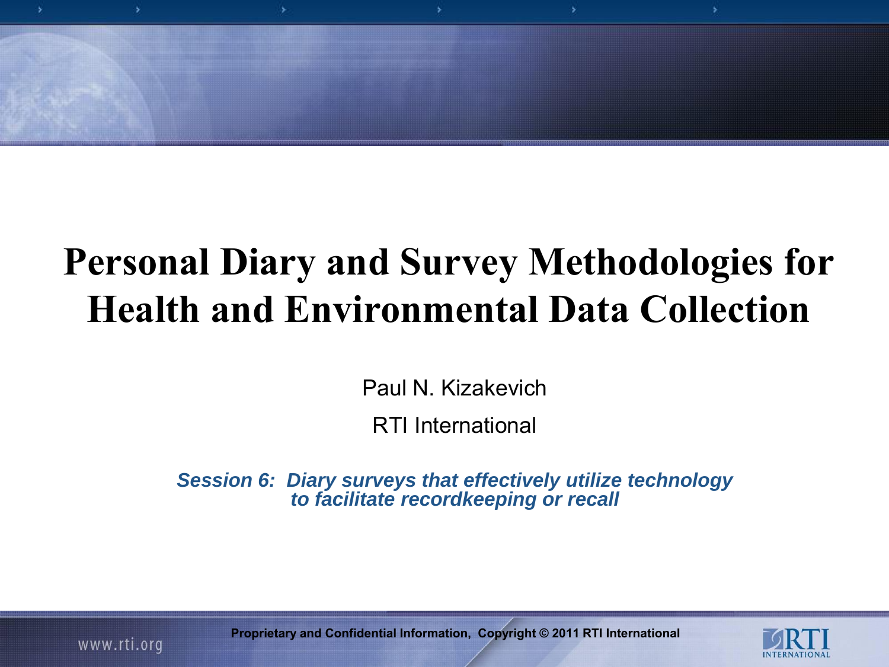# Personal Diary and Survey Methodologies for Health and Environmental Data Collection

Paul N. Kizakevich

RTI International

***Session 6: Diary surveys that effectively utilize technology to facilitate recordkeeping or recall***

**Proprietary and Confidential Information, Copyright © 2011 RTI International**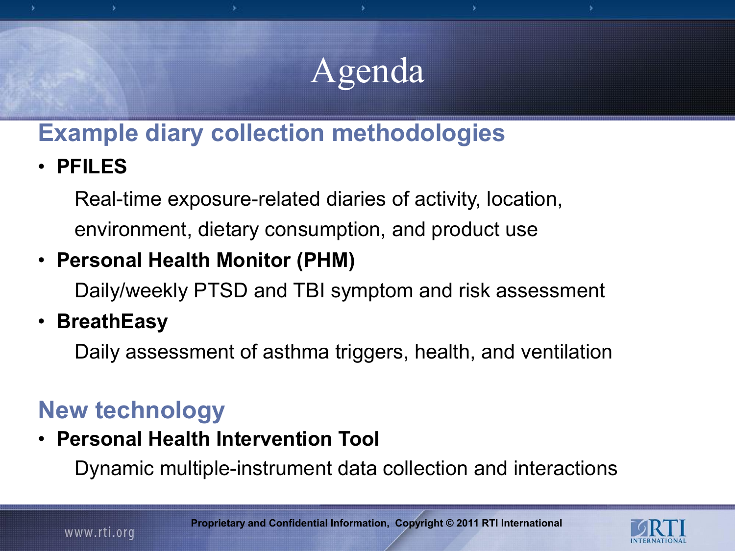# Agenda

## Example diary collection methodologies

- **PFILES**

  Real-time exposure-related diaries of activity, location, environment, dietary consumption, and product use

- **Personal Health Monitor (PHM)**

  Daily/weekly PTSD and TBI symptom and risk assessment

- **BreathEasy**

  Daily assessment of asthma triggers, health, and ventilation

## New technology

- **Personal Health Intervention Tool**

  Dynamic multiple-instrument data collection and interactions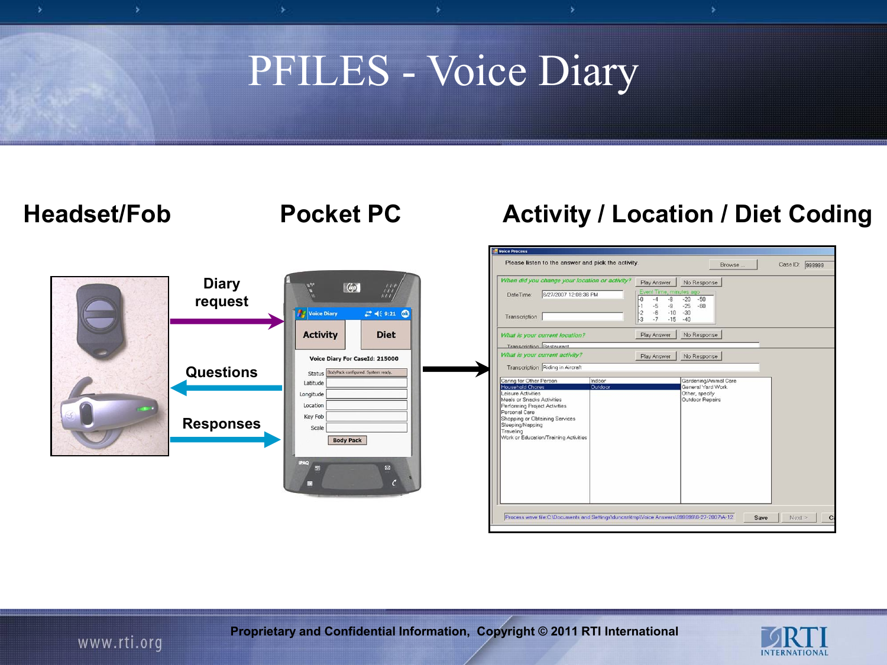# PFILES - Voice Diary

**Headset/Fob**

**Pocket PC**

**Activity / Location / Diet Coding**

Diary request

Questions

Responses

Proprietary and Confidential Information, Copyright © 2011 RTI International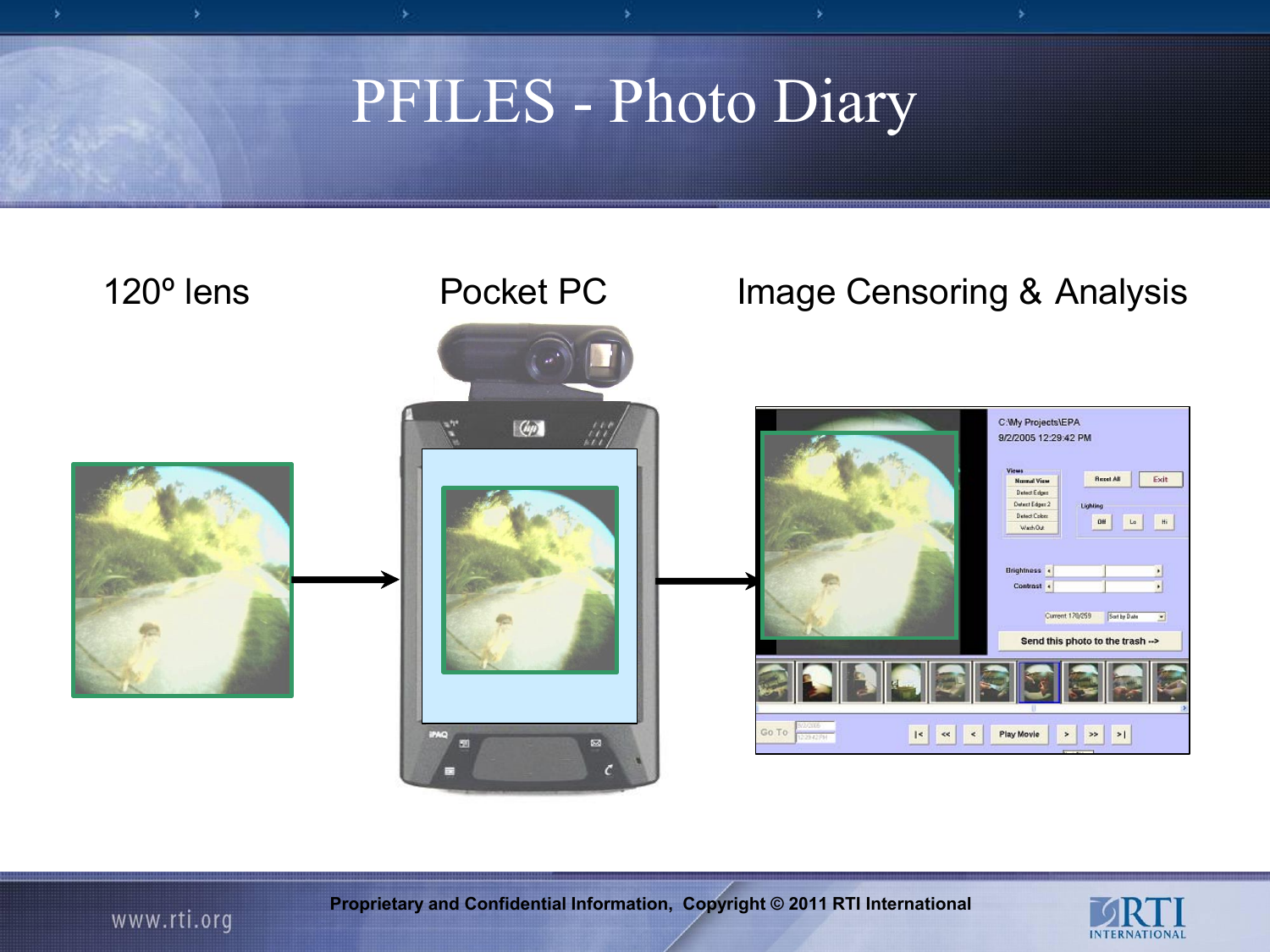# PFILES - Photo Diary

120º lens

Pocket PC

Image Censoring & Analysis

Proprietary and Confidential Information, Copyright © 2011 RTI International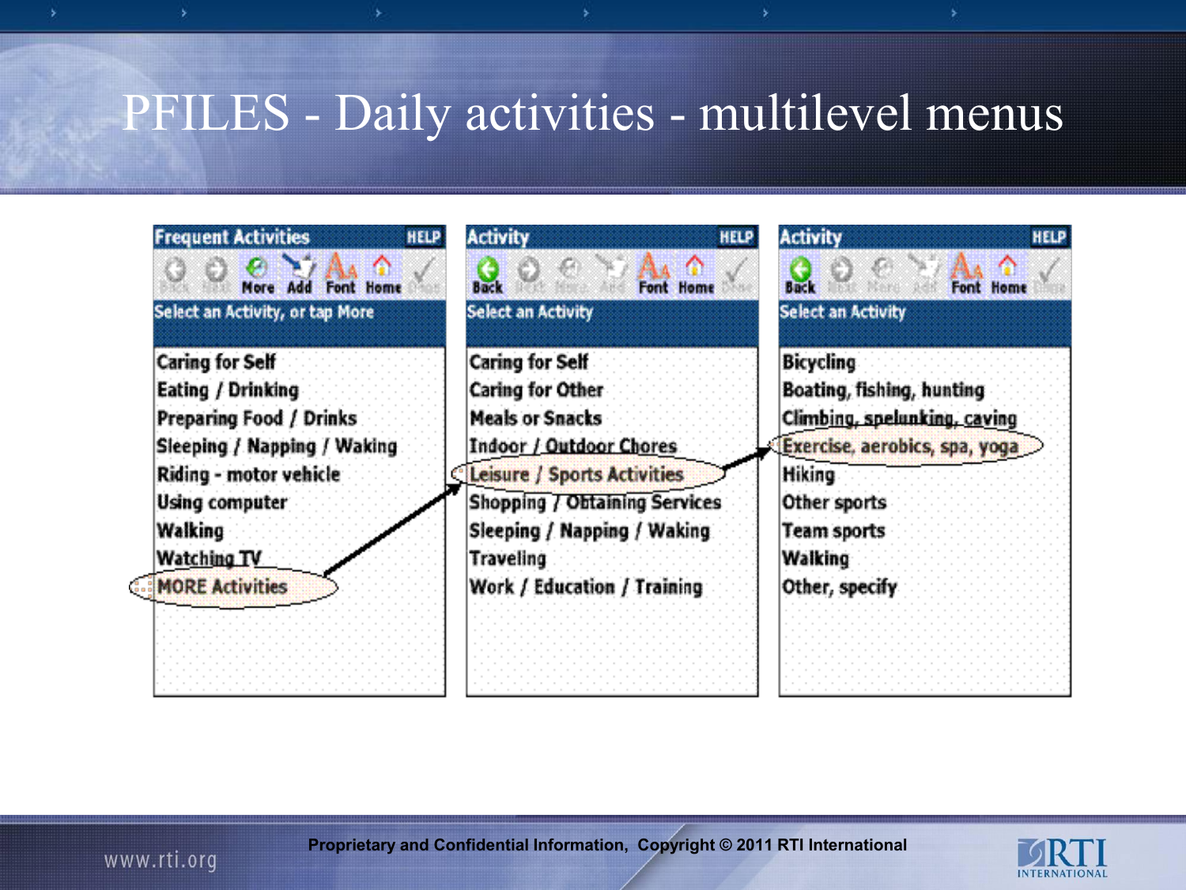# PFILES - Daily activities - multilevel menus

**Frequent Activities** — HELP

Back | Next | More | Add | Font | Home | Done

Select an Activity, or tap More

- Caring for Self
- Eating / Drinking
- Preparing Food / Drinks
- Sleeping / Napping / Waking
- Riding - motor vehicle
- Using computer
- Walking
- Watching TV
- MORE Activities

**Activity** — HELP

Back | Next | More | Add | Font | Home | Done

Select an Activity

- Caring for Self
- Caring for Other
- Meals or Snacks
- Indoor / Outdoor Chores
- Leisure / Sports Activities
- Shopping / Obtaining Services
- Sleeping / Napping / Waking
- Traveling
- Work / Education / Training

**Activity** — HELP

Back | Next | More | Add | Font | Home | Done

Select an Activity

- Bicycling
- Boating, fishing, hunting
- Climbing, spelunking, caving
- Exercise, aerobics, spa, yoga
- Hiking
- Other sports
- Team sports
- Walking
- Other, specify

Proprietary and Confidential Information, Copyright © 2011 RTI International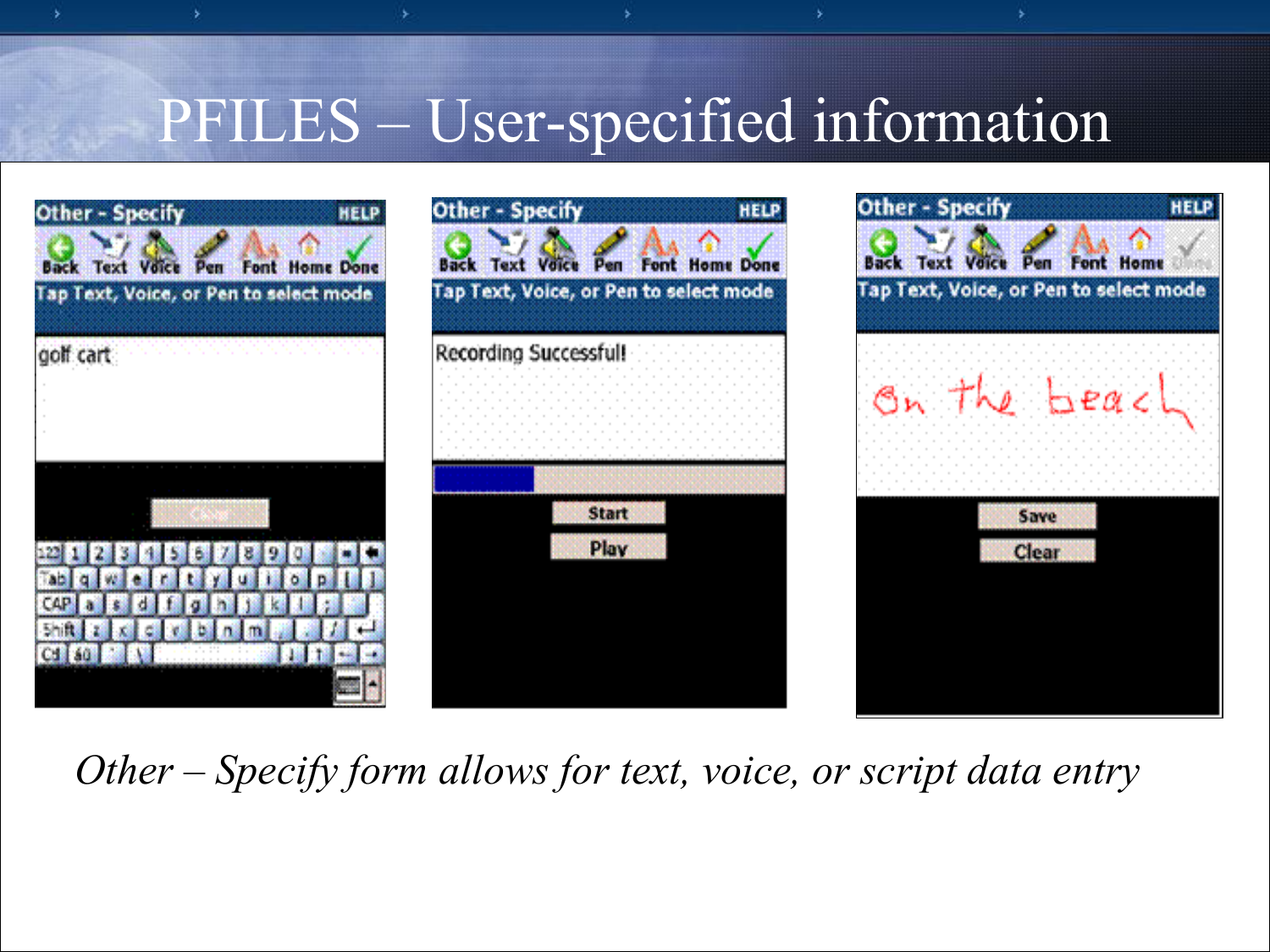# PFILES – User-specified information

*Other – Specify form allows for text, voice, or script data entry*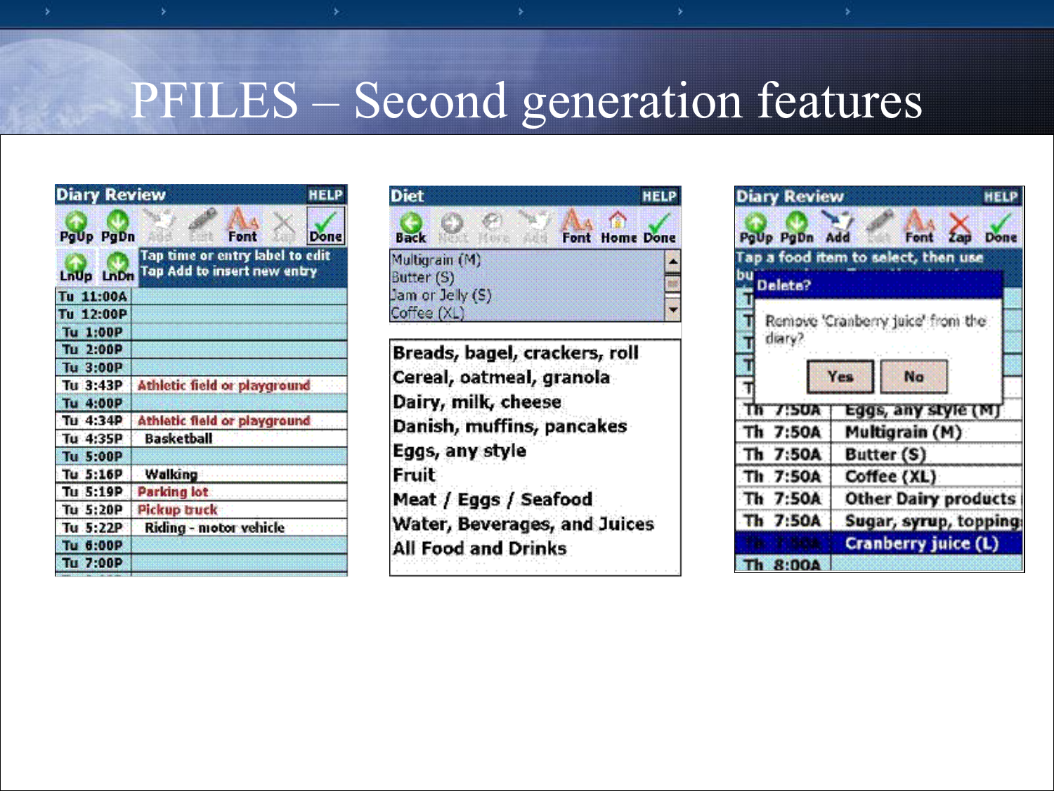# PFILES – Second generation features

**Diary Review** HELP

PgUp PgDn Add Edit Font Zap Done

LnUp LnDn

Tap time or entry label to edit
Tap Add to insert new entry

| | |
|---|---|
| Tu 11:00A | |
| Tu 12:00P | |
| Tu 1:00P | |
| Tu 2:00P | |
| Tu 3:00P | |
| Tu 3:43P | Athletic field or playground |
| Tu 4:00P | |
| Tu 4:34P | Athletic field or playground |
| Tu 4:35P | Basketball |
| Tu 5:00P | |
| Tu 5:16P | Walking |
| Tu 5:19P | Parking lot |
| Tu 5:20P | Pickup truck |
| Tu 5:22P | Riding - motor vehicle |
| Tu 6:00P | |
| Tu 7:00P | |

**Diet** HELP

Back Next More Add Font Home Done

Multigrain (M)
Butter (S)
Jam or Jelly (S)
Coffee (XL)

Breads, bagel, crackers, roll
Cereal, oatmeal, granola
Dairy, milk, cheese
Danish, muffins, pancakes
Eggs, any style
Fruit
Meat / Eggs / Seafood
Water, Beverages, and Juices
All Food and Drinks

**Diary Review** HELP

PgUp PgDn Add Edit Font Zap Done

Tap a food item to select, then use bu...

**Delete?**

Remove 'Cranberry juice' from the diary?

Yes No

| | |
|---|---|
| Th 7:50A | Eggs, any style (M) |
| Th 7:50A | Multigrain (M) |
| Th 7:50A | Butter (S) |
| Th 7:50A | Coffee (XL) |
| Th 7:50A | Other Dairy products |
| Th 7:50A | Sugar, syrup, topping |
| Th 7:50A | Cranberry juice (L) |
| Th 8:00A | |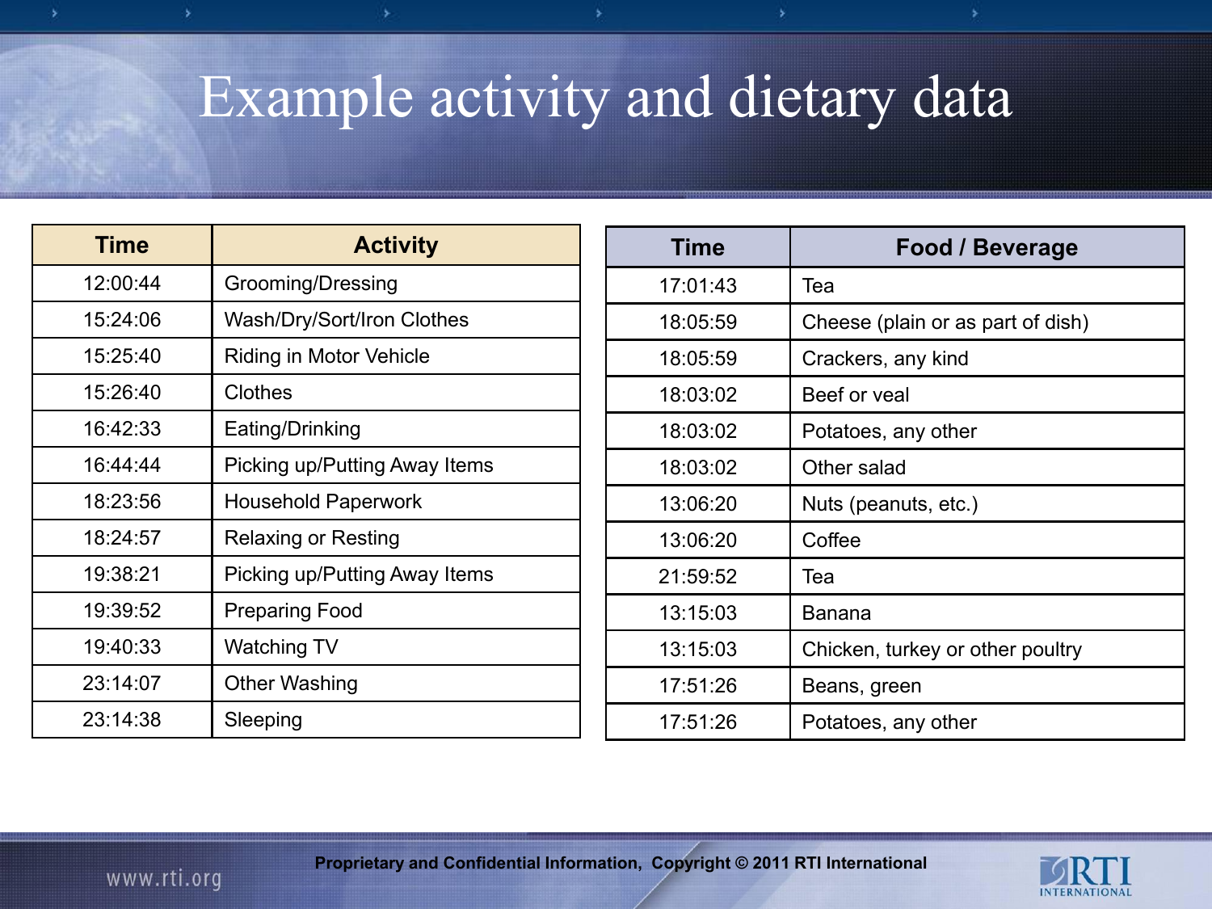# Example activity and dietary data

| Time | Activity |
| --- | --- |
| 12:00:44 | Grooming/Dressing |
| 15:24:06 | Wash/Dry/Sort/Iron Clothes |
| 15:25:40 | Riding in Motor Vehicle |
| 15:26:40 | Clothes |
| 16:42:33 | Eating/Drinking |
| 16:44:44 | Picking up/Putting Away Items |
| 18:23:56 | Household Paperwork |
| 18:24:57 | Relaxing or Resting |
| 19:38:21 | Picking up/Putting Away Items |
| 19:39:52 | Preparing Food |
| 19:40:33 | Watching TV |
| 23:14:07 | Other Washing |
| 23:14:38 | Sleeping |

| Time | Food / Beverage |
| --- | --- |
| 17:01:43 | Tea |
| 18:05:59 | Cheese (plain or as part of dish) |
| 18:05:59 | Crackers, any kind |
| 18:03:02 | Beef or veal |
| 18:03:02 | Potatoes, any other |
| 18:03:02 | Other salad |
| 13:06:20 | Nuts (peanuts, etc.) |
| 13:06:20 | Coffee |
| 21:59:52 | Tea |
| 13:15:03 | Banana |
| 13:15:03 | Chicken, turkey or other poultry |
| 17:51:26 | Beans, green |
| 17:51:26 | Potatoes, any other |

**Proprietary and Confidential Information, Copyright © 2011 RTI International**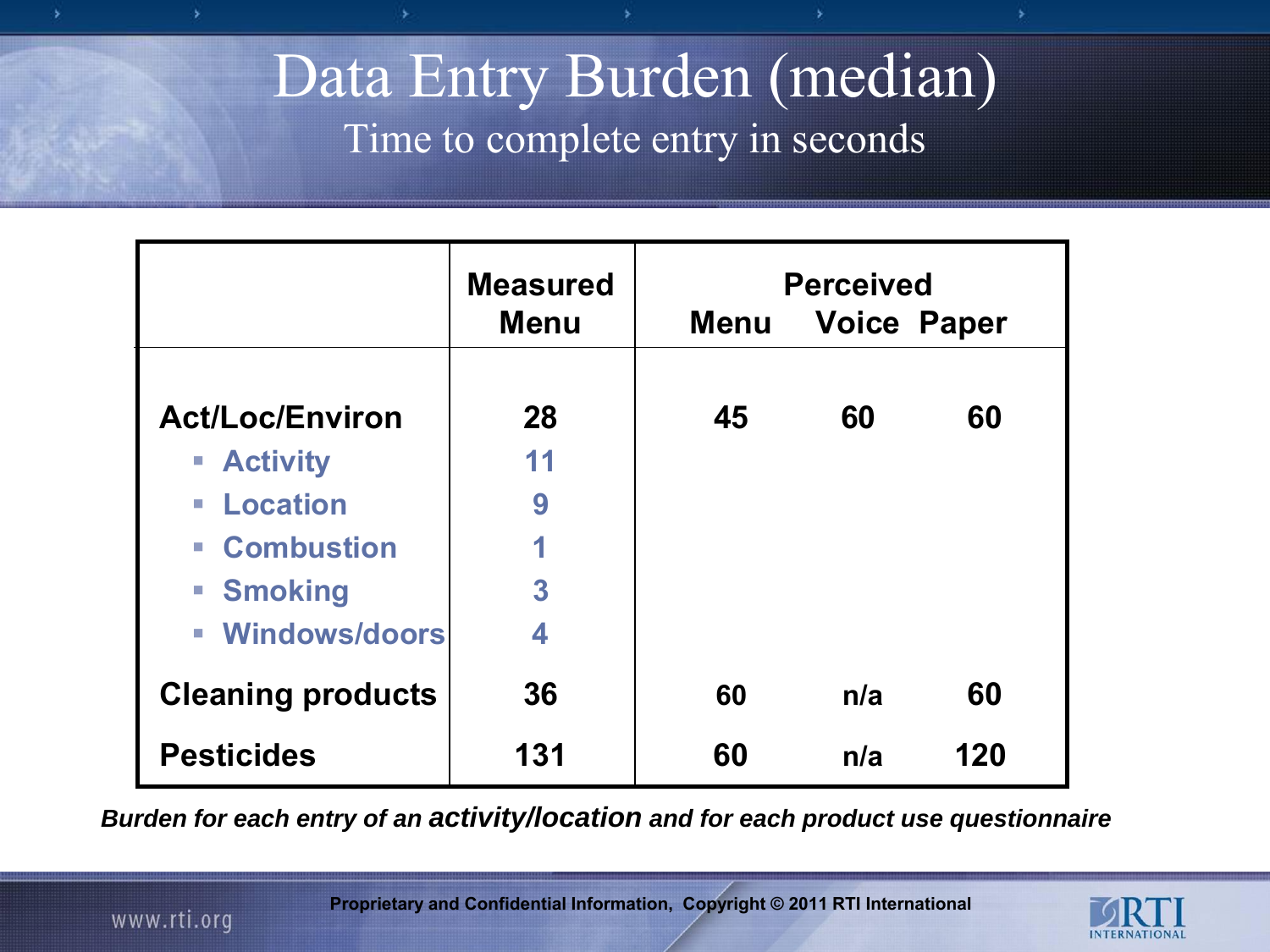# Data Entry Burden (median)

## Time to complete entry in seconds

| | Measured | Perceived | | |
|---|---|---|---|---|
| | Menu | Menu | Voice | Paper |
| **Act/Loc/Environ** | **28** | **45** | **60** | **60** |
| ▪ Activity | 11 | | | |
| ▪ Location | 9 | | | |
| ▪ Combustion | 1 | | | |
| ▪ Smoking | 3 | | | |
| ▪ Windows/doors | 4 | | | |
| **Cleaning products** | **36** | **60** | **n/a** | **60** |
| **Pesticides** | **131** | **60** | **n/a** | **120** |

***Burden for each entry of an activity/location and for each product use questionnaire***

Proprietary and Confidential Information, Copyright © 2011 RTI International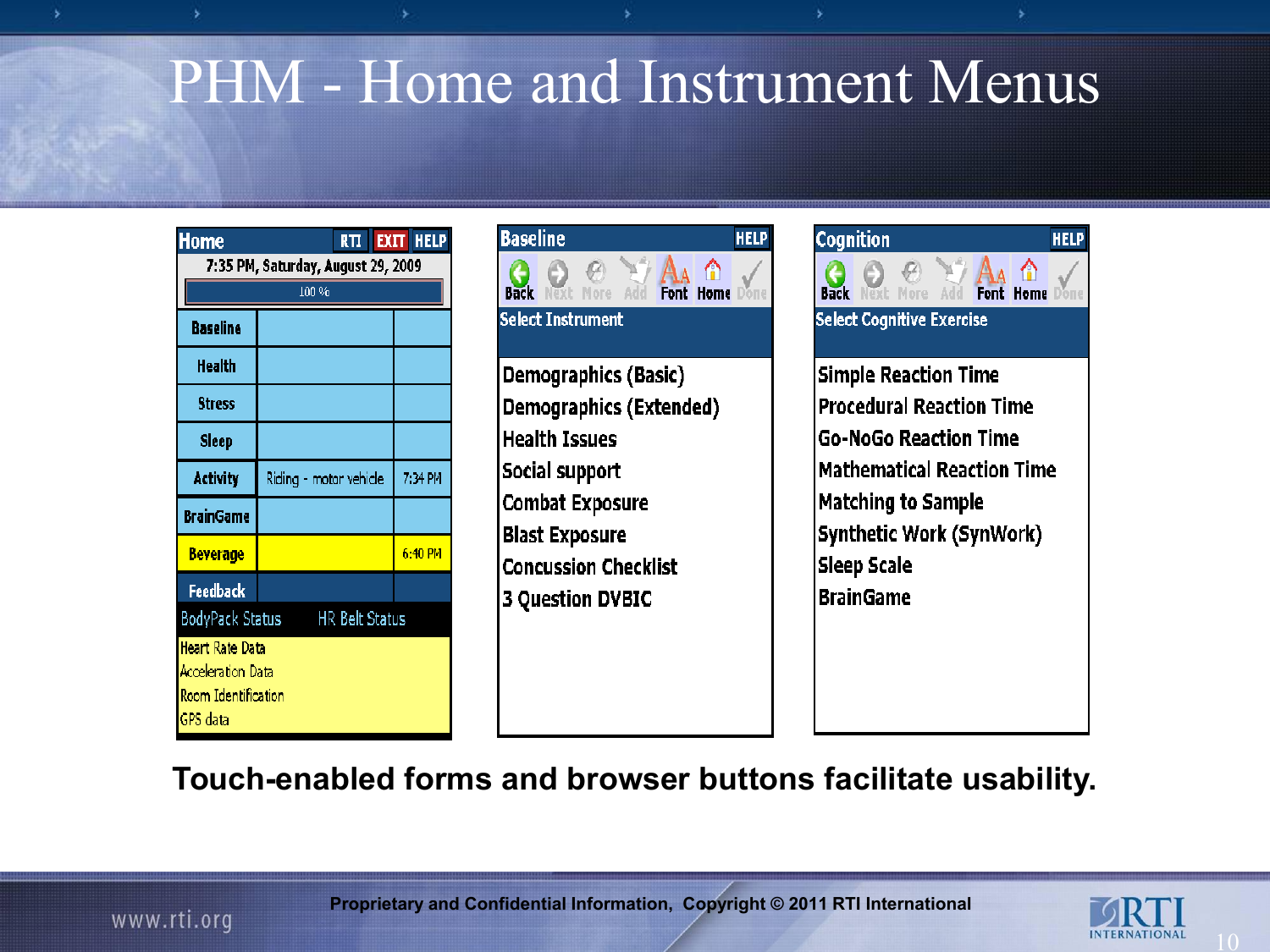# PHM - Home and Instrument Menus

**Home** RTI EXIT HELP

7:35 PM, Saturday, August 29, 2009

100 %

| | | |
|---|---|---|
| Baseline | | |
| Health | | |
| Stress | | |
| Sleep | | |
| Activity | Riding - motor vehicle | 7:34 PM |
| BrainGame | | |
| Beverage | | 6:40 PM |
| Feedback | | |

BodyPack Status HR Belt Status

- Heart Rate Data
- Acceleration Data
- Room Identification
- GPS data

**Baseline** HELP

Back Next More Add Font Home Done

Select Instrument

- Demographics (Basic)
- Demographics (Extended)
- Health Issues
- Social support
- Combat Exposure
- Blast Exposure
- Concussion Checklist
- 3 Question DVBIC

**Cognition** HELP

Back Next More Add Font Home Done

Select Cognitive Exercise

- Simple Reaction Time
- Procedural Reaction Time
- Go-NoGo Reaction Time
- Mathematical Reaction Time
- Matching to Sample
- Synthetic Work (SynWork)
- Sleep Scale
- BrainGame

**Touch-enabled forms and browser buttons facilitate usability.**

Proprietary and Confidential Information, Copyright © 2011 RTI International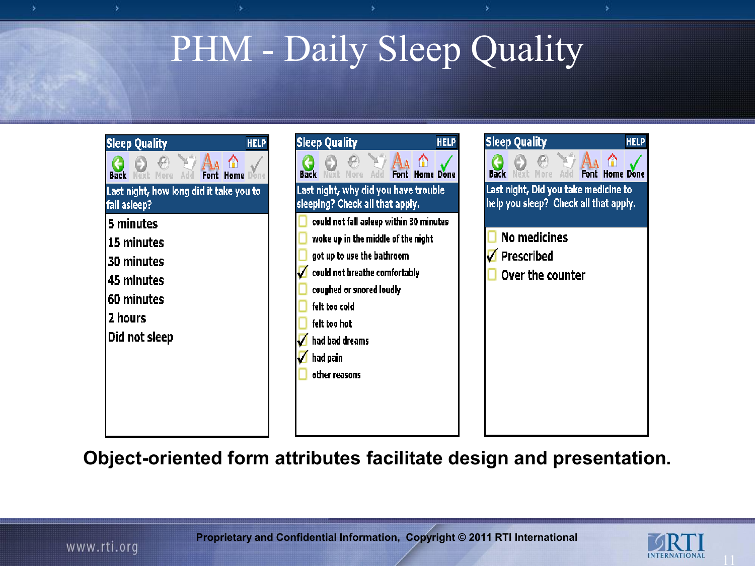# PHM - Daily Sleep Quality

**Sleep Quality** HELP

Back | Next | More | Add | Font | Home | Done

Last night, how long did it take you to fall asleep?

- 5 minutes
- 15 minutes
- 30 minutes
- 45 minutes
- 60 minutes
- 2 hours
- Did not sleep

**Sleep Quality** HELP

Back | Next | More | Add | Font | Home | Done

Last night, why did you have trouble sleeping? Check all that apply.

- [ ] could not fall asleep within 30 minutes
- [ ] woke up in the middle of the night
- [ ] got up to use the bathroom
- [x] could not breathe comfortably
- [ ] coughed or snored loudly
- [ ] felt too cold
- [ ] felt too hot
- [x] had bad dreams
- [x] had pain
- [ ] other reasons

**Sleep Quality** HELP

Back | Next | More | Add | Font | Home | Done

Last night, Did you take medicine to help you sleep? Check all that apply.

- [ ] No medicines
- [x] Prescribed
- [ ] Over the counter

**Object-oriented form attributes facilitate design and presentation.**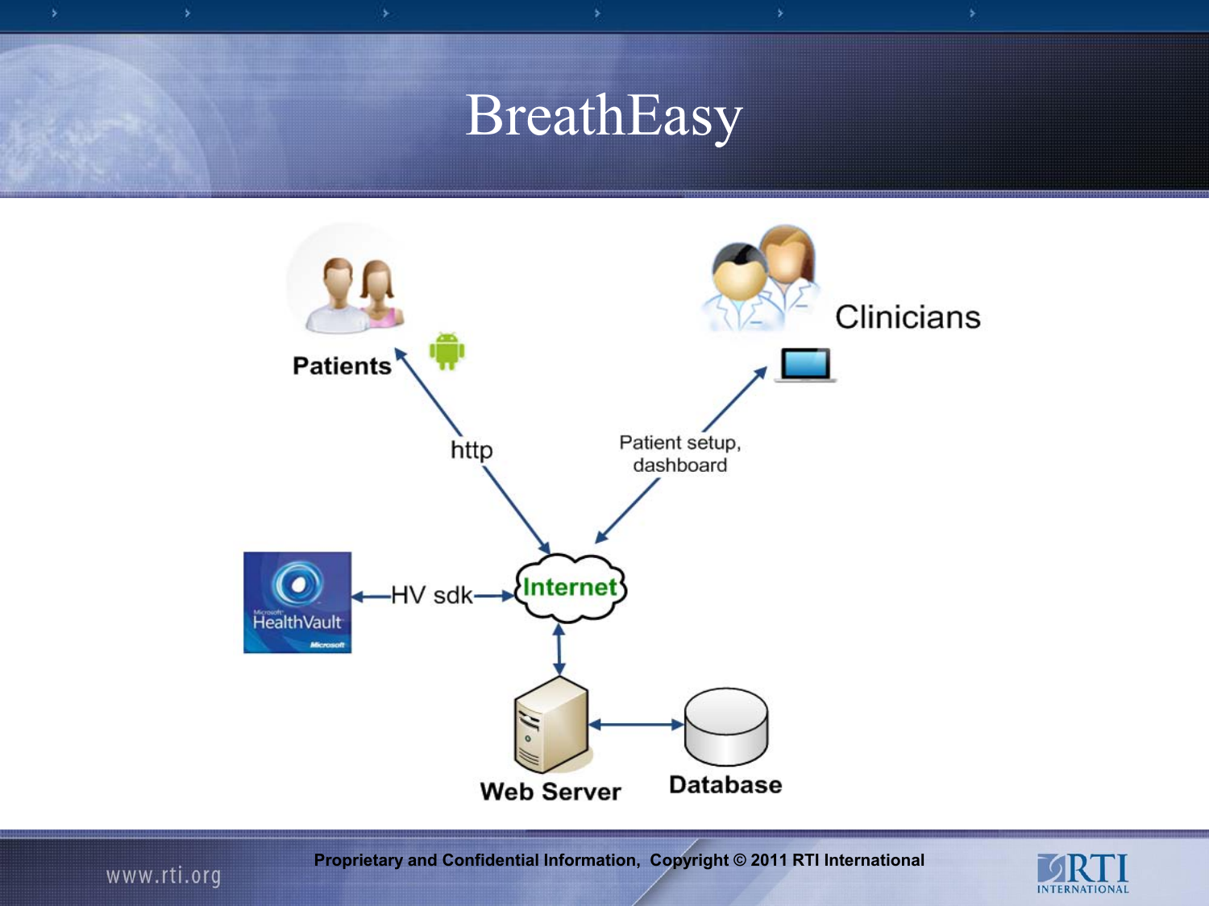# BreathEasy

Patients

http

Clinicians

Patient setup, dashboard

HealthVault

HV sdk

Internet

Web Server

Database

Proprietary and Confidential Information, Copyright © 2011 RTI International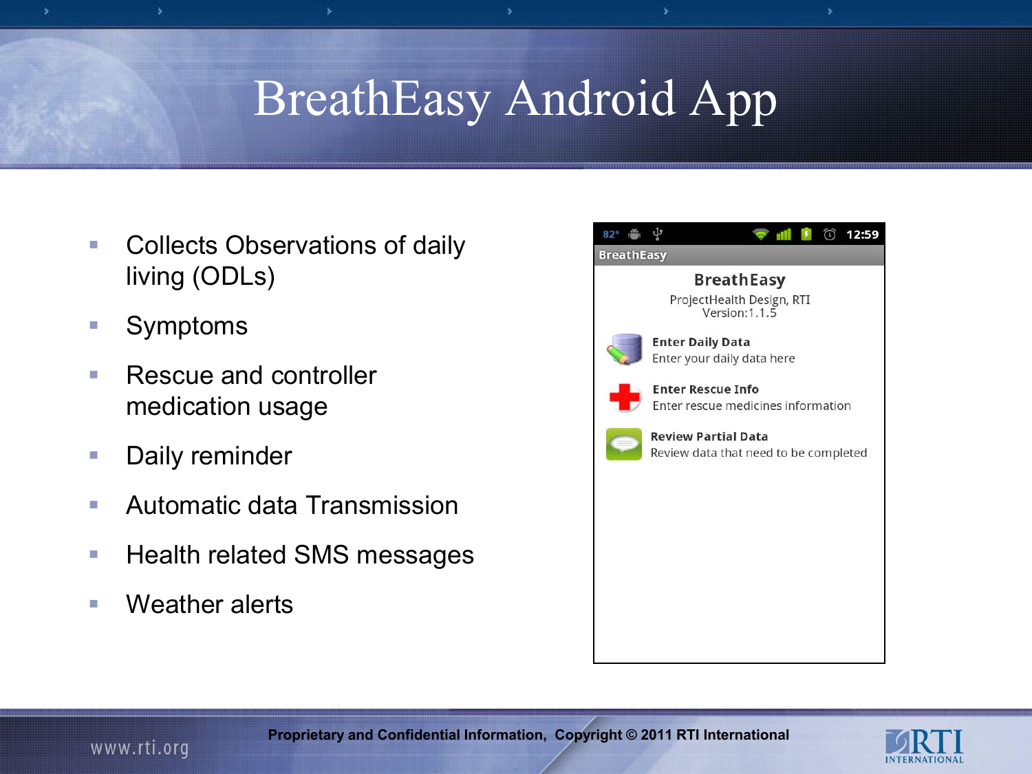# BreathEasy Android App

- Collects Observations of daily living (ODLs)
- Symptoms
- Rescue and controller medication usage
- Daily reminder
- Automatic data Transmission
- Health related SMS messages
- Weather alerts

BreathEasy

BreathEasy
ProjectHealth Design, RTI
Version:1.1.5

**Enter Daily Data**
Enter your daily data here

**Enter Rescue Info**
Enter rescue medicines information

**Review Partial Data**
Review data that need to be completed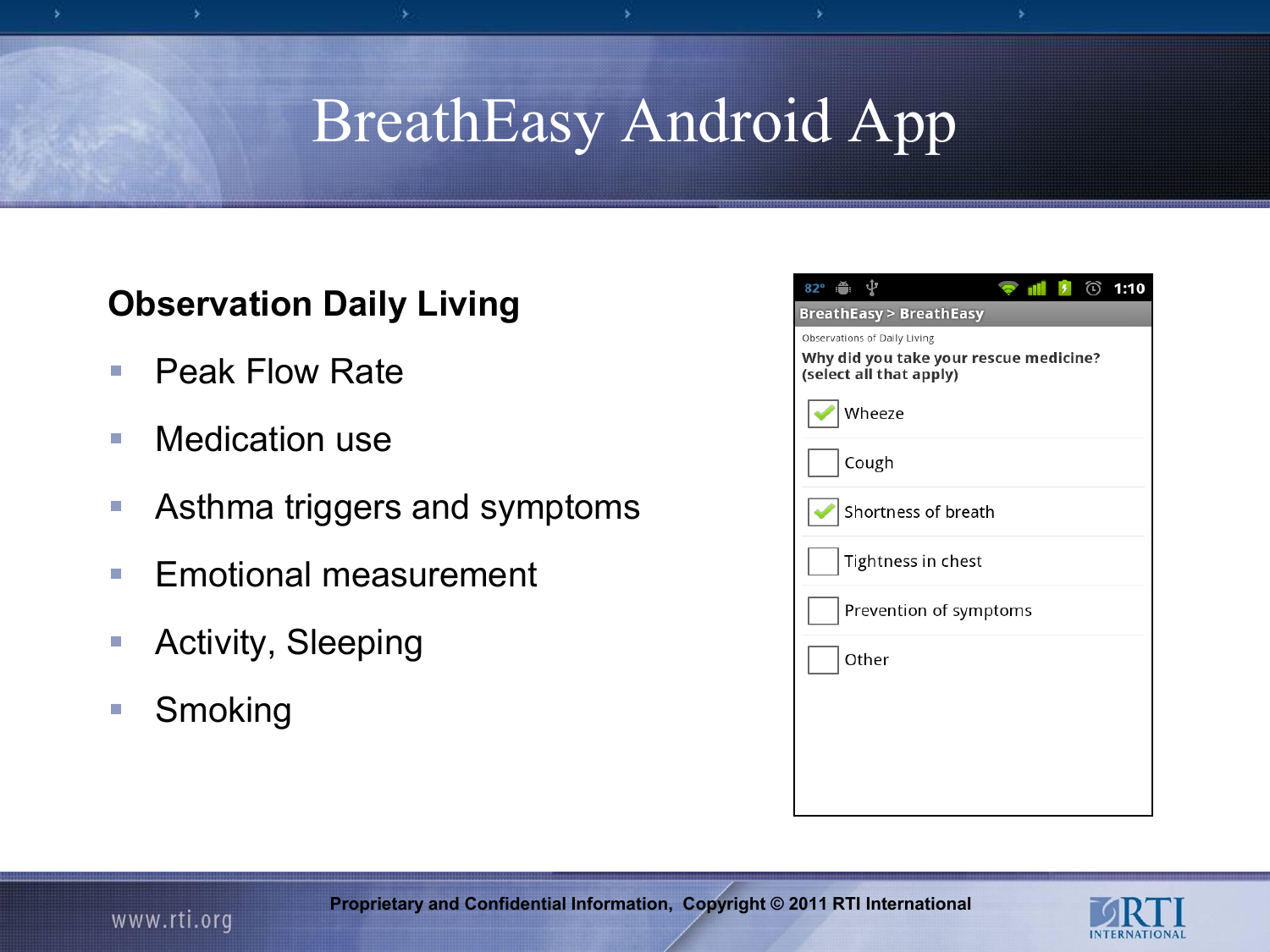# BreathEasy Android App

## Observation Daily Living

- Peak Flow Rate
- Medication use
- Asthma triggers and symptoms
- Emotional measurement
- Activity, Sleeping
- Smoking

BreathEasy > BreathEasy

Observations of Daily Living

**Why did you take your rescue medicine? (select all that apply)**

- [x] Wheeze
- [ ] Cough
- [x] Shortness of breath
- [ ] Tightness in chest
- [ ] Prevention of symptoms
- [ ] Other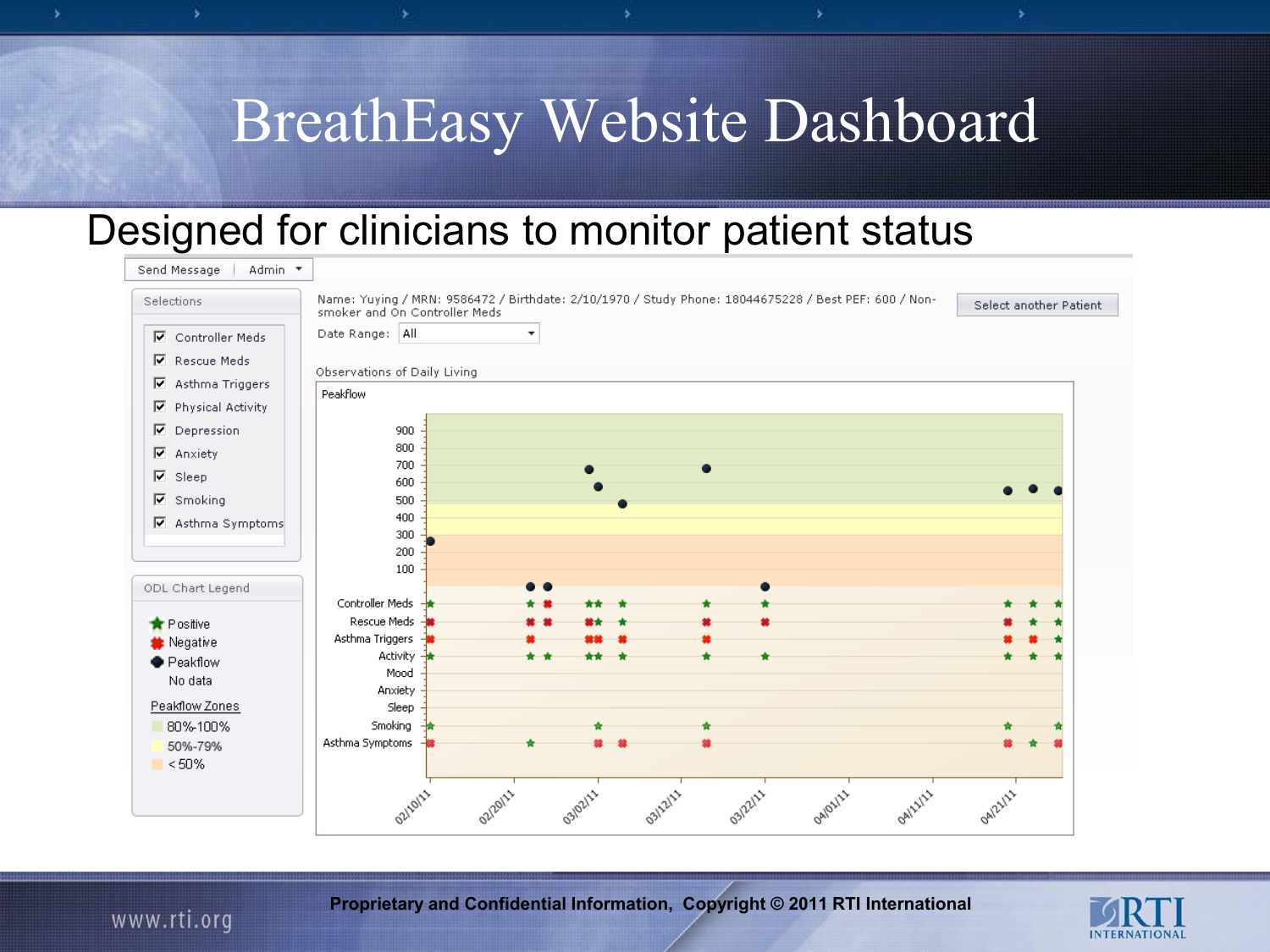# BreathEasy Website Dashboard

## Designed for clinicians to monitor patient status

Send Message | Admin

**Selections**

- ☑ Controller Meds
- ☑ Rescue Meds
- ☑ Asthma Triggers
- ☑ Physical Activity
- ☑ Depression
- ☑ Anxiety
- ☑ Sleep
- ☑ Smoking
- ☑ Asthma Symptoms

**ODL Chart Legend**

- Positive
- Negative
- Peakflow
- No data

Peakflow Zones

- 80%-100%
- 50%-79%
- < 50%

Name: Yuying / MRN: 9586472 / Birthdate: 2/10/1970 / Study Phone: 18044675228 / Best PEF: 600 / Non-smoker and On Controller Meds

Select another Patient

Date Range: All

Observations of Daily Living

Peakflow

900, 800, 700, 600, 500, 400, 300, 200, 100

Controller Meds, Rescue Meds, Asthma Triggers, Activity, Mood, Anxiety, Sleep, Smoking, Asthma Symptoms

02/10/11, 02/20/11, 03/02/11, 03/12/11, 03/22/11, 04/01/11, 04/11/11, 04/21/11

Proprietary and Confidential Information, Copyright © 2011 RTI International

www.rti.org

RTI INTERNATIONAL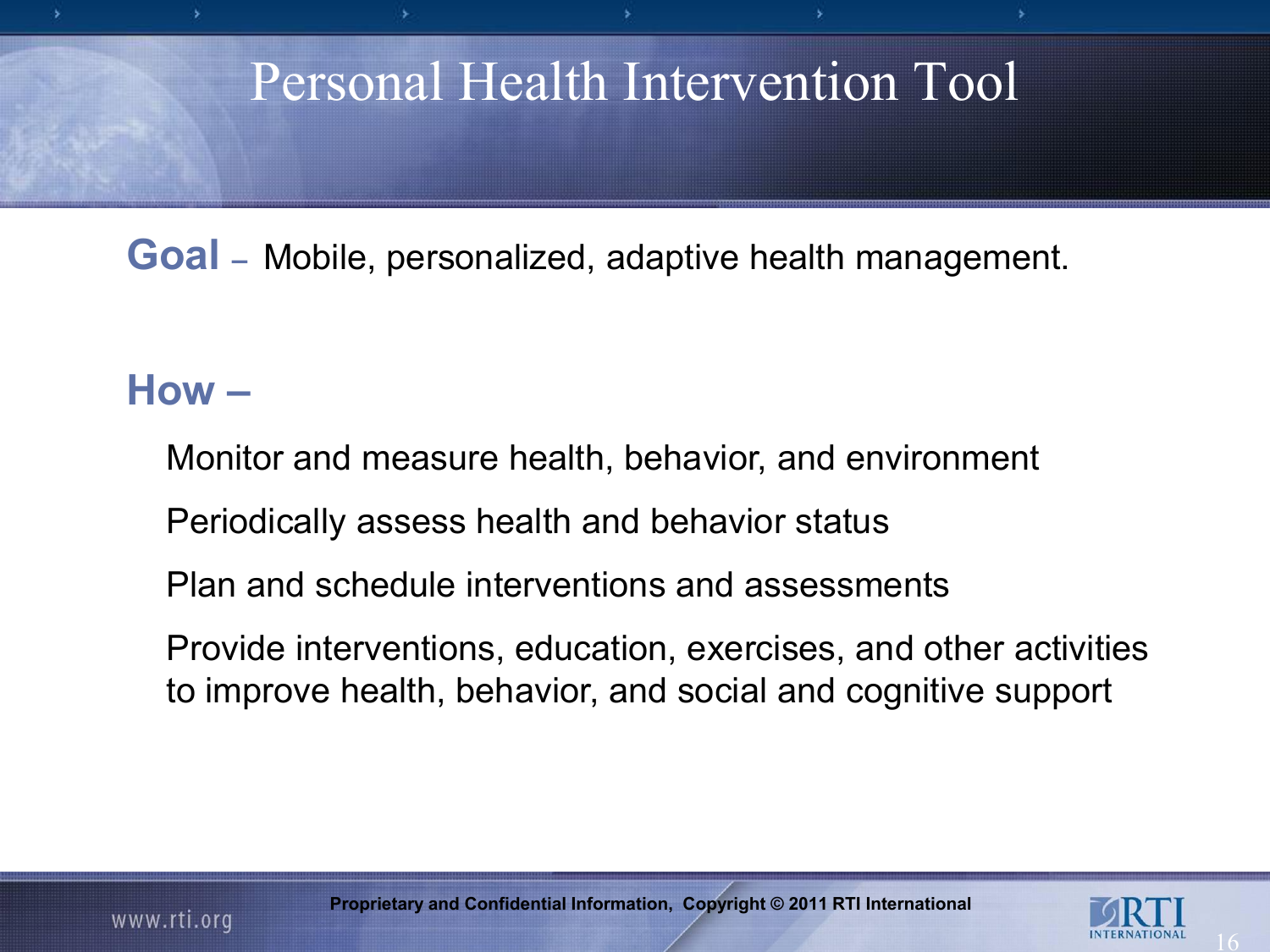# Personal Health Intervention Tool

**Goal** – Mobile, personalized, adaptive health management.

**How –**

Monitor and measure health, behavior, and environment

Periodically assess health and behavior status

Plan and schedule interventions and assessments

Provide interventions, education, exercises, and other activities to improve health, behavior, and social and cognitive support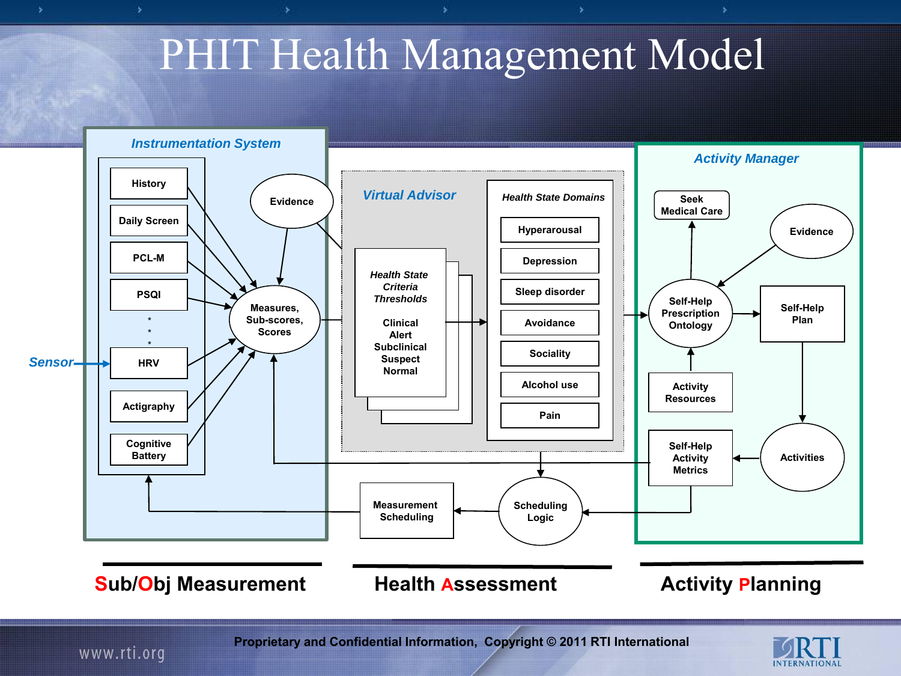# PHIT Health Management Model

*Instrumentation System*

- History
- Daily Screen
- PCL-M
- PSQI
- *
- *
- *
- HRV
- Actigraphy
- Cognitive Battery

Sensor

Evidence

Measures, Sub-scores, Scores

*Virtual Advisor*

*Health State Criteria Thresholds*

Clinical Alert
Subclinical
Suspect
Normal

*Health State Domains*

- Hyperarousal
- Depression
- Sleep disorder
- Avoidance
- Sociality
- Alcohol use
- Pain

*Activity Manager*

Seek Medical Care

Evidence

Self-Help Prescription Ontology

Self-Help Plan

Activity Resources

Self-Help Activity Metrics

Activities

Measurement Scheduling

Scheduling Logic

**Sub/Obj Measurement** | **Health Assessment** | **Activity Planning**

Proprietary and Confidential Information, Copyright © 2011 RTI International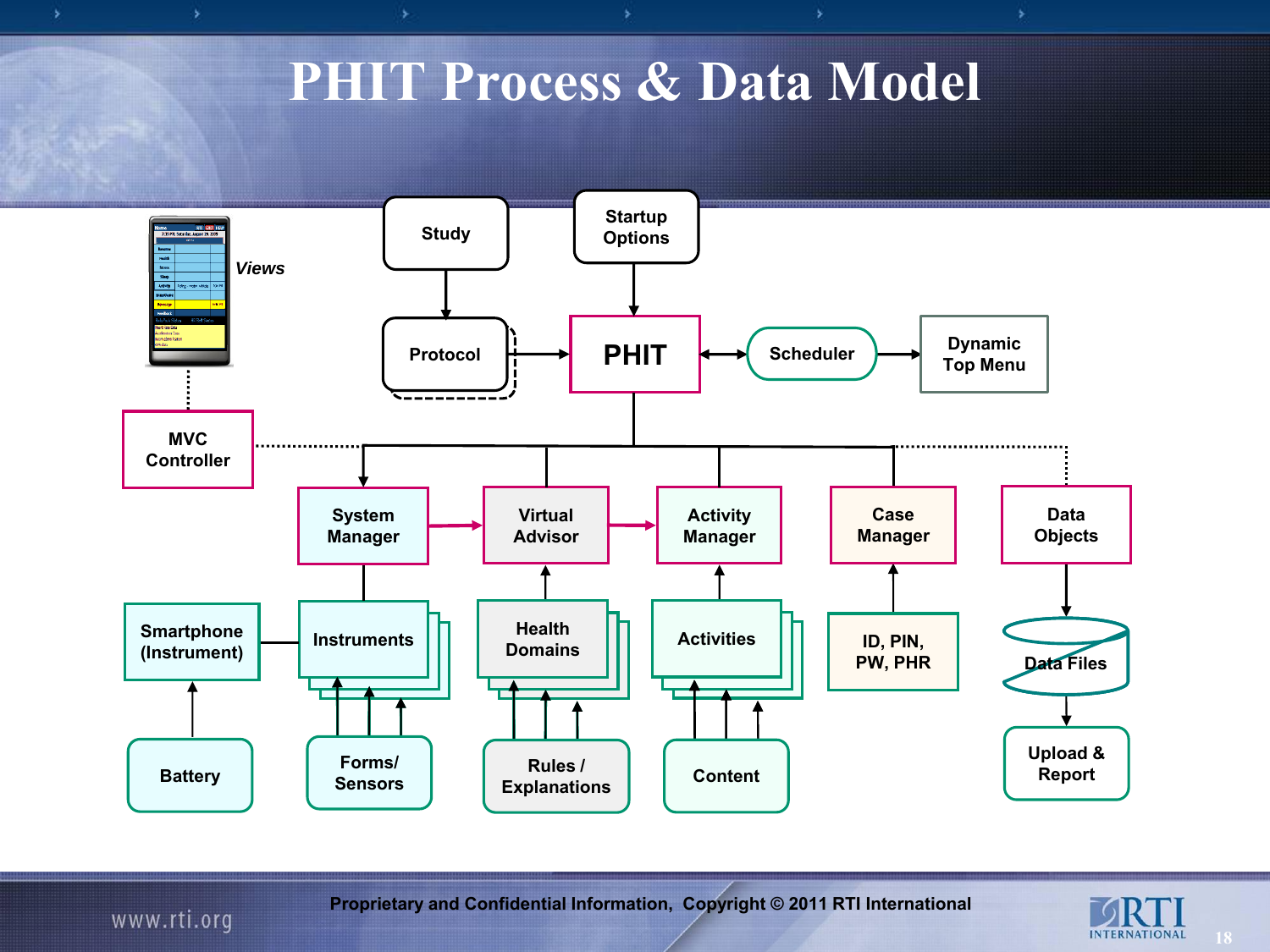# PHIT Process & Data Model

Views

Study

Startup Options

Protocol

PHIT

Scheduler

Dynamic Top Menu

MVC Controller

System Manager

Virtual Advisor

Activity Manager

Case Manager

Data Objects

Smartphone (Instrument)

Instruments

Health Domains

Activities

ID, PIN, PW, PHR

Data Files

Battery

Forms/ Sensors

Rules / Explanations

Content

Upload & Report

Proprietary and Confidential Information, Copyright © 2011 RTI International